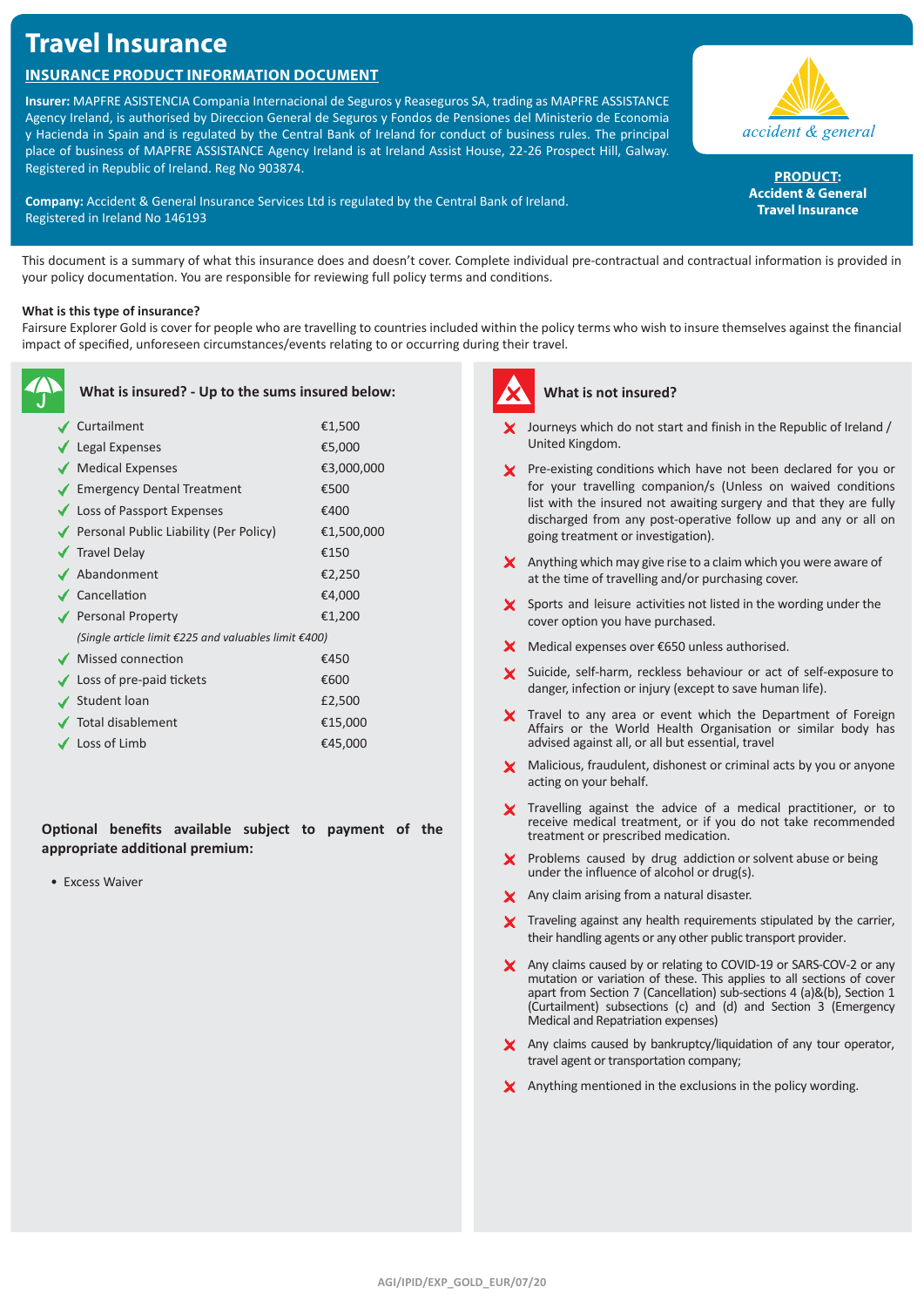# Travel Insurance

## INSURANCE PRODUCT INFORMATION DOCUMENT

**Insurer:** MAPFRE ASISTENCIA Compania Internacional de Seguros y Reaseguros SA, trading as MAPFRE ASSISTANCE Agency Ireland, is authorised by Direccion General de Seguros y Fondos de Pensiones del Ministerio de Economia y Hacienda in Spain and is regulated by the Central Bank of Ireland for conduct of business rules. The principal place of business of MAPFRE ASSISTANCE Agency Ireland is at Ireland Assist House, 22-26 Prospect Hill, Galway. Registered in Republic of Ireland. Reg No 903874.

**Company:** Accident & General Insurance Services Ltd is regulated by the Central Bank of Ireland. Registered in Ireland No 146193

accident & general

**PRODUCT:**
**Accident & General Travel Insurance**

This document is a summary of what this insurance does and doesn't cover. Complete individual pre-contractual and contractual information is provided in your policy documentation. You are responsible for reviewing full policy terms and conditions.

**What is this type of insurance?**

Fairsure Explorer Gold is cover for people who are travelling to countries included within the policy terms who wish to insure themselves against the financial impact of specified, unforeseen circumstances/events relating to or occurring during their travel.

### What is insured? - Up to the sums insured below:

| Cover | Sum insured |
|---|---|
| ✓ Curtailment | €1,500 |
| ✓ Legal Expenses | €5,000 |
| ✓ Medical Expenses | €3,000,000 |
| ✓ Emergency Dental Treatment | €500 |
| ✓ Loss of Passport Expenses | €400 |
| ✓ Personal Public Liability (Per Policy) | €1,500,000 |
| ✓ Travel Delay | €150 |
| ✓ Abandonment | €2,250 |
| ✓ Cancellation | €4,000 |
| ✓ Personal Property | €1,200 |
| *(Single article limit €225 and valuables limit €400)* | |
| ✓ Missed connection | €450 |
| ✓ Loss of pre-paid tickets | €600 |
| ✓ Student loan | £2,500 |
| ✓ Total disablement | €15,000 |
| ✓ Loss of Limb | €45,000 |

**Optional benefits available subject to payment of the appropriate additional premium:**

- Excess Waiver

### What is not insured?

- ✗ Journeys which do not start and finish in the Republic of Ireland / United Kingdom.
- ✗ Pre-existing conditions which have not been declared for you or for your travelling companion/s (Unless on waived conditions list with the insured not awaiting surgery and that they are fully discharged from any post-operative follow up and any or all on going treatment or investigation).
- ✗ Anything which may give rise to a claim which you were aware of at the time of travelling and/or purchasing cover.
- ✗ Sports and leisure activities not listed in the wording under the cover option you have purchased.
- ✗ Medical expenses over €650 unless authorised.
- ✗ Suicide, self-harm, reckless behaviour or act of self-exposure to danger, infection or injury (except to save human life).
- ✗ Travel to any area or event which the Department of Foreign Affairs or the World Health Organisation or similar body has advised against all, or all but essential, travel
- ✗ Malicious, fraudulent, dishonest or criminal acts by you or anyone acting on your behalf.
- ✗ Travelling against the advice of a medical practitioner, or to receive medical treatment, or if you do not take recommended treatment or prescribed medication.
- ✗ Problems caused by drug addiction or solvent abuse or being under the influence of alcohol or drug(s).
- ✗ Any claim arising from a natural disaster.
- ✗ Traveling against any health requirements stipulated by the carrier, their handling agents or any other public transport provider.
- ✗ Any claims caused by or relating to COVID-19 or SARS-COV-2 or any mutation or variation of these. This applies to all sections of cover apart from Section 7 (Cancellation) sub-sections 4 (a)&(b), Section 1 (Curtailment) subsections (c) and (d) and Section 3 (Emergency Medical and Repatriation expenses)
- ✗ Any claims caused by bankruptcy/liquidation of any tour operator, travel agent or transportation company;
- ✗ Anything mentioned in the exclusions in the policy wording.

AGI/IPID/EXP_GOLD_EUR/07/20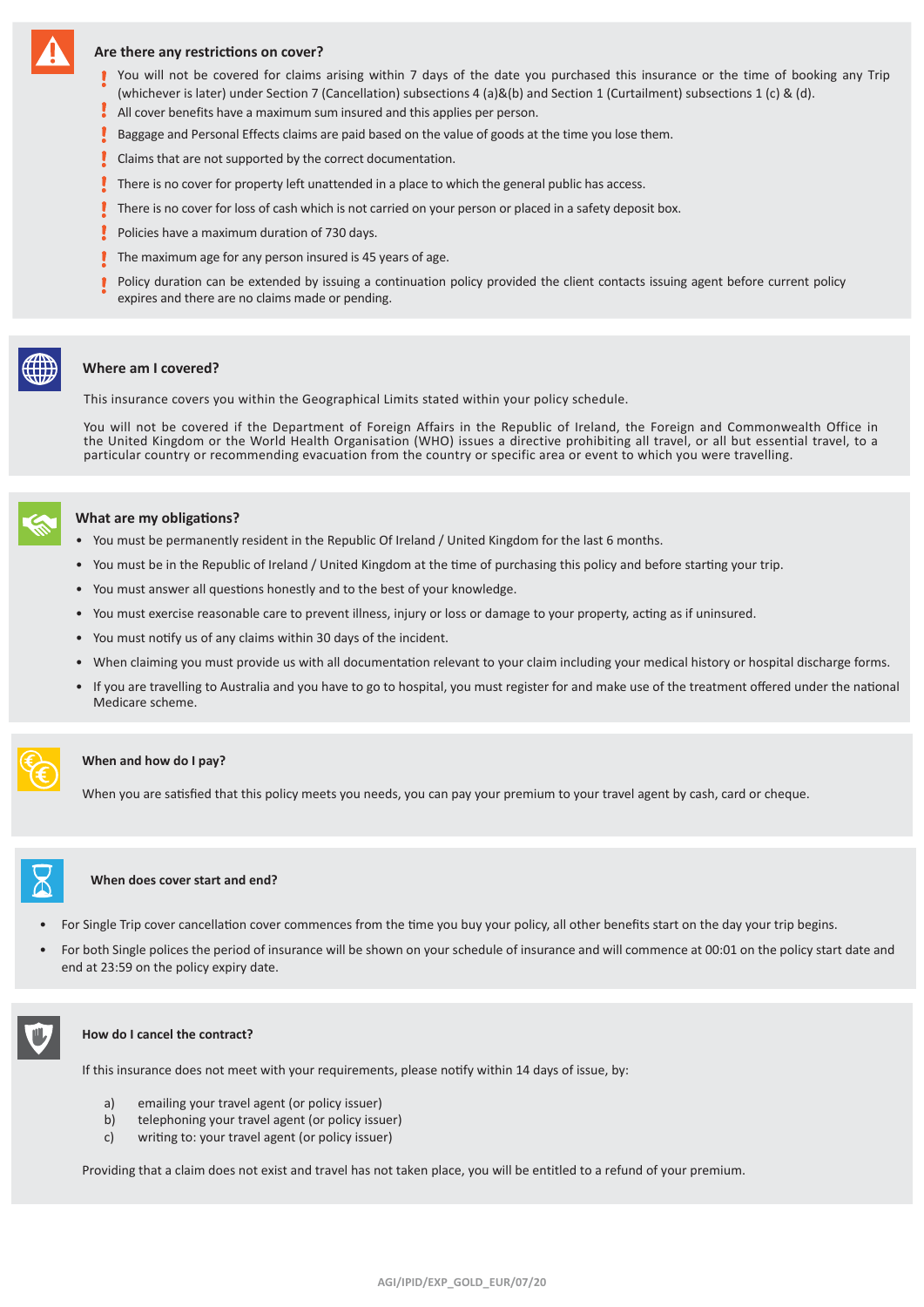## Are there any restrictions on cover?

- You will not be covered for claims arising within 7 days of the date you purchased this insurance or the time of booking any Trip (whichever is later) under Section 7 (Cancellation) subsections 4 (a)&(b) and Section 1 (Curtailment) subsections 1 (c) & (d).
- All cover benefits have a maximum sum insured and this applies per person.
- Baggage and Personal Effects claims are paid based on the value of goods at the time you lose them.
- Claims that are not supported by the correct documentation.
- There is no cover for property left unattended in a place to which the general public has access.
- There is no cover for loss of cash which is not carried on your person or placed in a safety deposit box.
- Policies have a maximum duration of 730 days.
- The maximum age for any person insured is 45 years of age.
- Policy duration can be extended by issuing a continuation policy provided the client contacts issuing agent before current policy expires and there are no claims made or pending.

## Where am I covered?

This insurance covers you within the Geographical Limits stated within your policy schedule.

You will not be covered if the Department of Foreign Affairs in the Republic of Ireland, the Foreign and Commonwealth Office in the United Kingdom or the World Health Organisation (WHO) issues a directive prohibiting all travel, or all but essential travel, to a particular country or recommending evacuation from the country or specific area or event to which you were travelling.

## What are my obligations?

- You must be permanently resident in the Republic Of Ireland / United Kingdom for the last 6 months.
- You must be in the Republic of Ireland / United Kingdom at the time of purchasing this policy and before starting your trip.
- You must answer all questions honestly and to the best of your knowledge.
- You must exercise reasonable care to prevent illness, injury or loss or damage to your property, acting as if uninsured.
- You must notify us of any claims within 30 days of the incident.
- When claiming you must provide us with all documentation relevant to your claim including your medical history or hospital discharge forms.
- If you are travelling to Australia and you have to go to hospital, you must register for and make use of the treatment offered under the national Medicare scheme.

## When and how do I pay?

When you are satisfied that this policy meets you needs, you can pay your premium to your travel agent by cash, card or cheque.

## When does cover start and end?

- For Single Trip cover cancellation cover commences from the time you buy your policy, all other benefits start on the day your trip begins.
- For both Single polices the period of insurance will be shown on your schedule of insurance and will commence at 00:01 on the policy start date and end at 23:59 on the policy expiry date.

## How do I cancel the contract?

If this insurance does not meet with your requirements, please notify within 14 days of issue, by:

a) emailing your travel agent (or policy issuer)
b) telephoning your travel agent (or policy issuer)
c) writing to: your travel agent (or policy issuer)

Providing that a claim does not exist and travel has not taken place, you will be entitled to a refund of your premium.

AGI/IPID/EXP_GOLD_EUR/07/20